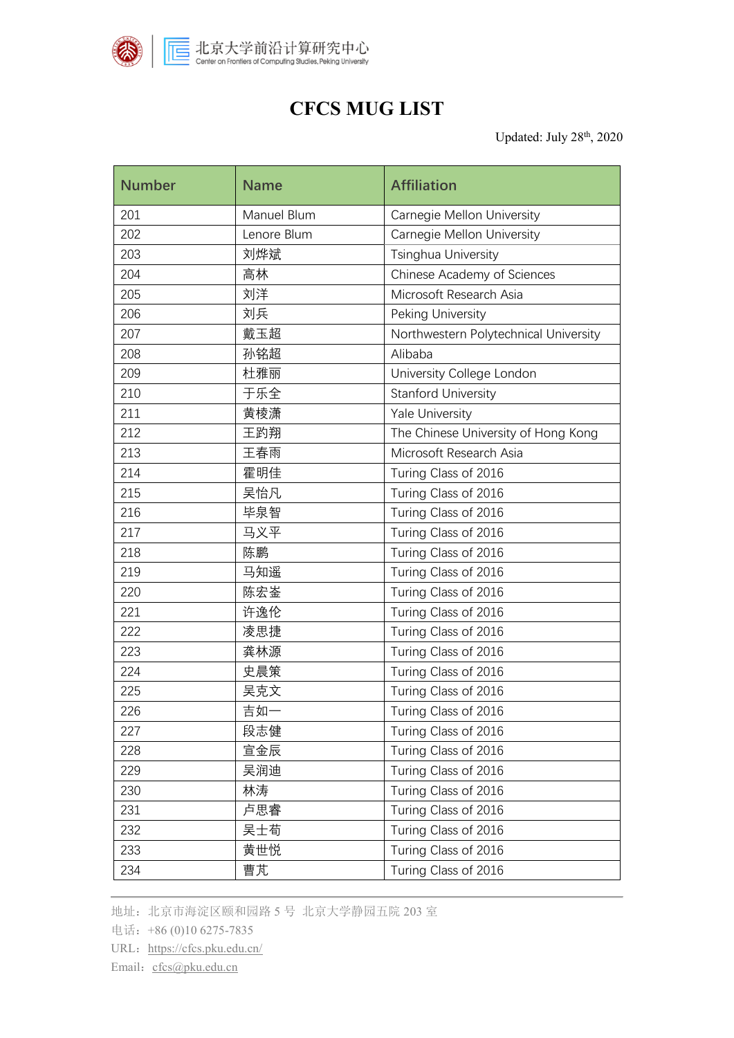北京大学前沿计算研究中心
Center on Frontiers of Computing Studies, Peking University

# CFCS MUG LIST

Updated: July 28th, 2020

| Number | Name | Affiliation |
|---|---|---|
| 201 | Manuel Blum | Carnegie Mellon University |
| 202 | Lenore Blum | Carnegie Mellon University |
| 203 | 刘烨斌 | Tsinghua University |
| 204 | 高林 | Chinese Academy of Sciences |
| 205 | 刘洋 | Microsoft Research Asia |
| 206 | 刘兵 | Peking University |
| 207 | 戴玉超 | Northwestern Polytechnical University |
| 208 | 孙铭超 | Alibaba |
| 209 | 杜雅丽 | University College London |
| 210 | 于乐全 | Stanford University |
| 211 | 黄棱潇 | Yale University |
| 212 | 王趵翔 | The Chinese University of Hong Kong |
| 213 | 王春雨 | Microsoft Research Asia |
| 214 | 霍明佳 | Turing Class of 2016 |
| 215 | 吴怡凡 | Turing Class of 2016 |
| 216 | 毕泉智 | Turing Class of 2016 |
| 217 | 马义平 | Turing Class of 2016 |
| 218 | 陈鹏 | Turing Class of 2016 |
| 219 | 马知遥 | Turing Class of 2016 |
| 220 | 陈宏釜 | Turing Class of 2016 |
| 221 | 许逸伦 | Turing Class of 2016 |
| 222 | 凌思捷 | Turing Class of 2016 |
| 223 | 龚林源 | Turing Class of 2016 |
| 224 | 史晨策 | Turing Class of 2016 |
| 225 | 吴克文 | Turing Class of 2016 |
| 226 | 吉如一 | Turing Class of 2016 |
| 227 | 段志健 | Turing Class of 2016 |
| 228 | 宣金辰 | Turing Class of 2016 |
| 229 | 吴润迪 | Turing Class of 2016 |
| 230 | 林涛 | Turing Class of 2016 |
| 231 | 卢思睿 | Turing Class of 2016 |
| 232 | 吴士荀 | Turing Class of 2016 |
| 233 | 黄世悦 | Turing Class of 2016 |
| 234 | 曹芃 | Turing Class of 2016 |

地址：北京市海淀区颐和园路 5 号 北京大学静园五院 203 室
电话：+86 (0)10 6275-7835
URL：https://cfcs.pku.edu.cn/
Email：cfcs@pku.edu.cn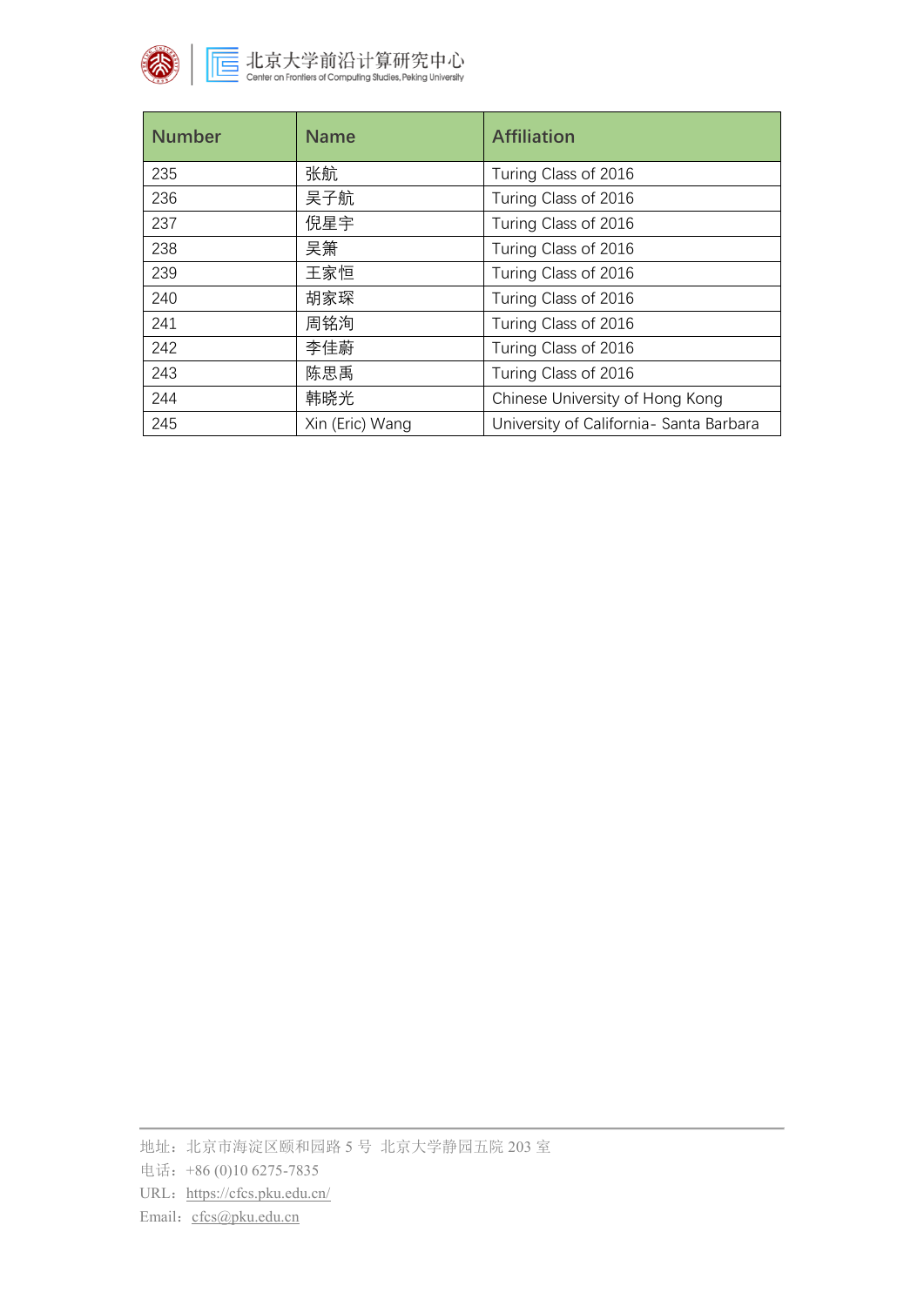| Number | Name | Affiliation |
|---|---|---|
| 235 | 张航 | Turing Class of 2016 |
| 236 | 吴子航 | Turing Class of 2016 |
| 237 | 倪星宇 | Turing Class of 2016 |
| 238 | 吴箫 | Turing Class of 2016 |
| 239 | 王家恒 | Turing Class of 2016 |
| 240 | 胡家琛 | Turing Class of 2016 |
| 241 | 周铭洵 | Turing Class of 2016 |
| 242 | 李佳蔚 | Turing Class of 2016 |
| 243 | 陈思禹 | Turing Class of 2016 |
| 244 | 韩晓光 | Chinese University of Hong Kong |
| 245 | Xin (Eric) Wang | University of California- Santa Barbara |

地址：北京市海淀区颐和园路 5 号 北京大学静园五院 203 室
电话：+86 (0)10 6275-7835
URL：https://cfcs.pku.edu.cn/
Email：cfcs@pku.edu.cn